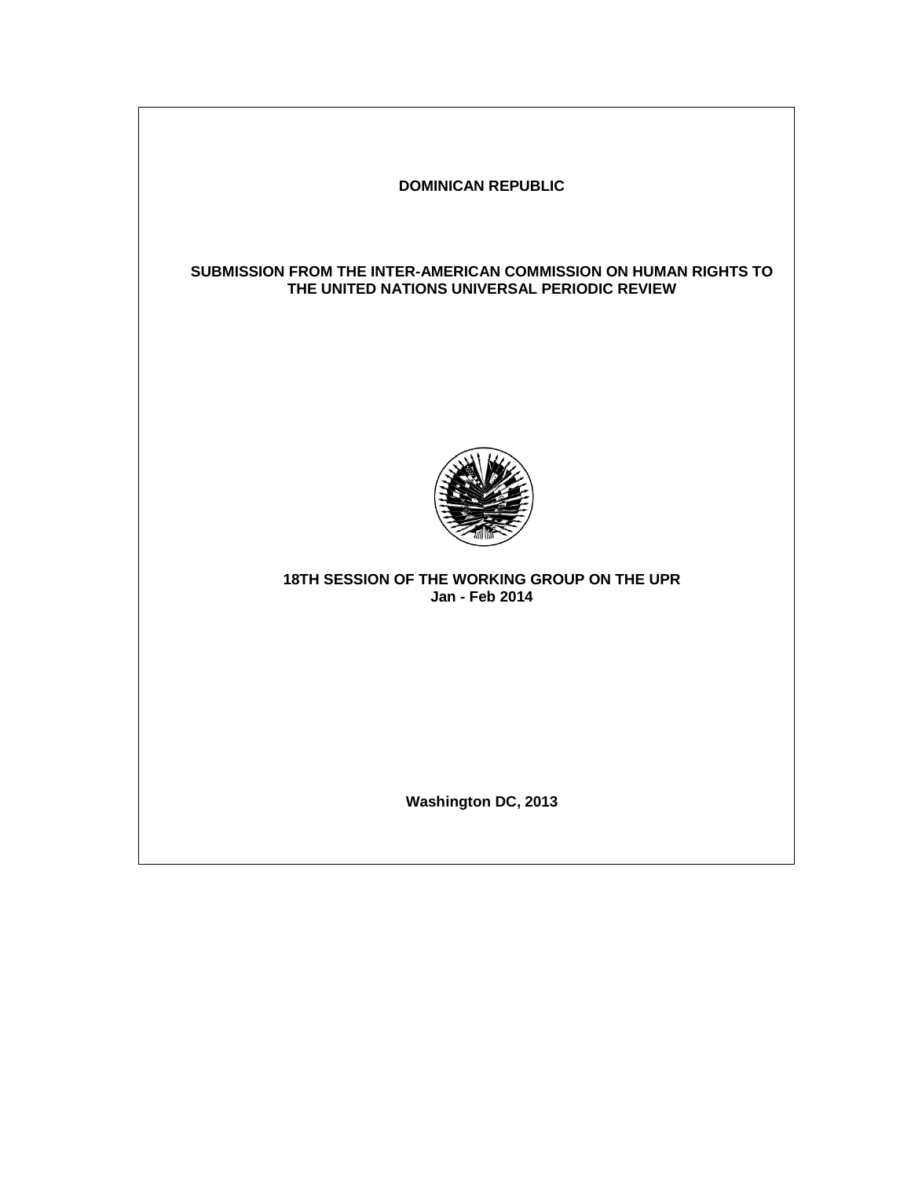# DOMINICAN REPUBLIC

## SUBMISSION FROM THE INTER-AMERICAN COMMISSION ON HUMAN RIGHTS TO THE UNITED NATIONS UNIVERSAL PERIODIC REVIEW

**18TH SESSION OF THE WORKING GROUP ON THE UPR**
**Jan - Feb 2014**

**Washington DC, 2013**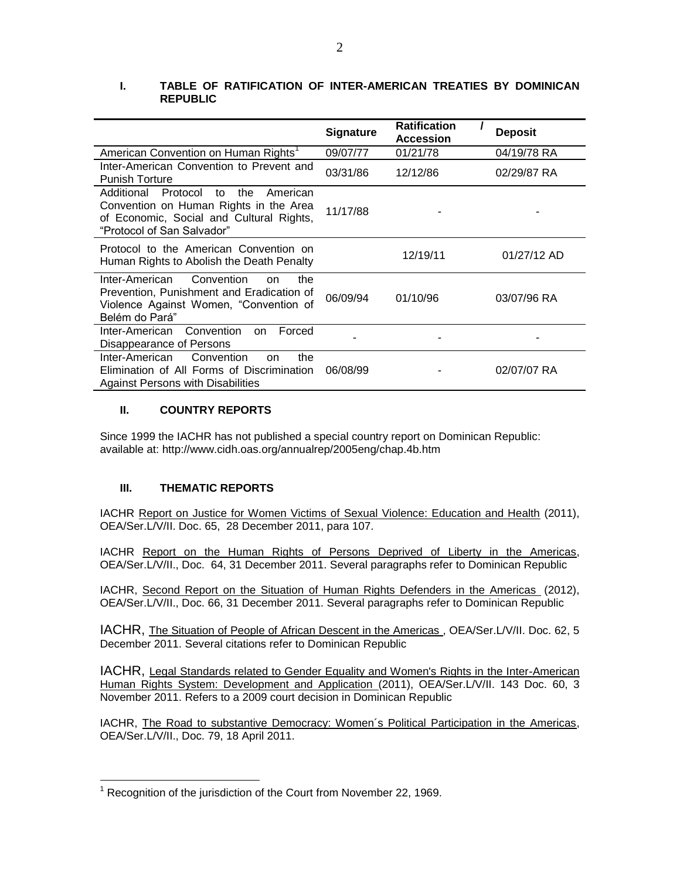## I. TABLE OF RATIFICATION OF INTER-AMERICAN TREATIES BY DOMINICAN REPUBLIC

| | Signature | Ratification / Accession | Deposit |
|---|---|---|---|
| American Convention on Human Rights[1] | 09/07/77 | 01/21/78 | 04/19/78 RA |
| Inter-American Convention to Prevent and Punish Torture | 03/31/86 | 12/12/86 | 02/29/87 RA |
| Additional Protocol to the American Convention on Human Rights in the Area of Economic, Social and Cultural Rights, "Protocol of San Salvador" | 11/17/88 | - | - |
| Protocol to the American Convention on Human Rights to Abolish the Death Penalty | | 12/19/11 | 01/27/12 AD |
| Inter-American Convention on the Prevention, Punishment and Eradication of Violence Against Women, "Convention of Belém do Pará" | 06/09/94 | 01/10/96 | 03/07/96 RA |
| Inter-American Convention on Forced Disappearance of Persons | - | - | - |
| Inter-American Convention on the Elimination of All Forms of Discrimination Against Persons with Disabilities | 06/08/99 | - | 02/07/07 RA |

## II. COUNTRY REPORTS

Since 1999 the IACHR has not published a special country report on Dominican Republic: available at: http://www.cidh.oas.org/annualrep/2005eng/chap.4b.htm

## III. THEMATIC REPORTS

IACHR Report on Justice for Women Victims of Sexual Violence: Education and Health (2011), OEA/Ser.L/V/II. Doc. 65, 28 December 2011, para 107.

IACHR Report on the Human Rights of Persons Deprived of Liberty in the Americas, OEA/Ser.L/V/II., Doc. 64, 31 December 2011. Several paragraphs refer to Dominican Republic

IACHR, Second Report on the Situation of Human Rights Defenders in the Americas (2012), OEA/Ser.L/V/II., Doc. 66, 31 December 2011. Several paragraphs refer to Dominican Republic

IACHR, The Situation of People of African Descent in the Americas , OEA/Ser.L/V/II. Doc. 62, 5 December 2011. Several citations refer to Dominican Republic

IACHR, Legal Standards related to Gender Equality and Women's Rights in the Inter-American Human Rights System: Development and Application (2011), OEA/Ser.L/V/II. 143 Doc. 60, 3 November 2011. Refers to a 2009 court decision in Dominican Republic

IACHR, The Road to substantive Democracy: Women´s Political Participation in the Americas, OEA/Ser.L/V/II., Doc. 79, 18 April 2011.

[1] Recognition of the jurisdiction of the Court from November 22, 1969.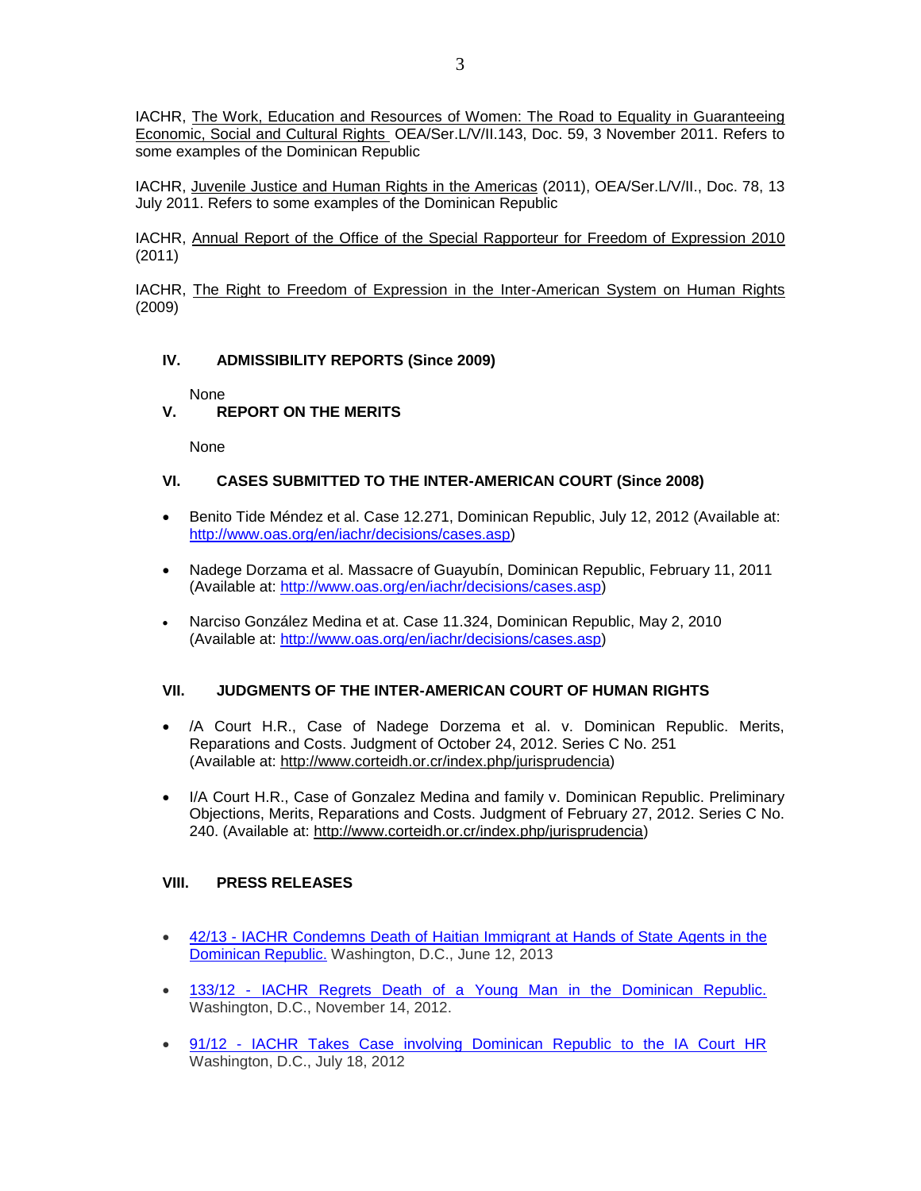IACHR, The Work, Education and Resources of Women: The Road to Equality in Guaranteeing Economic, Social and Cultural Rights OEA/Ser.L/V/II.143, Doc. 59, 3 November 2011. Refers to some examples of the Dominican Republic

IACHR, Juvenile Justice and Human Rights in the Americas (2011), OEA/Ser.L/V/II., Doc. 78, 13 July 2011. Refers to some examples of the Dominican Republic

IACHR, Annual Report of the Office of the Special Rapporteur for Freedom of Expression 2010 (2011)

IACHR, The Right to Freedom of Expression in the Inter-American System on Human Rights (2009)

## IV. ADMISSIBILITY REPORTS (Since 2009)

None

## V. REPORT ON THE MERITS

None

## VI. CASES SUBMITTED TO THE INTER-AMERICAN COURT (Since 2008)

- Benito Tide Méndez et al. Case 12.271, Dominican Republic, July 12, 2012 (Available at: http://www.oas.org/en/iachr/decisions/cases.asp)
- Nadege Dorzama et al. Massacre of Guayubín, Dominican Republic, February 11, 2011 (Available at: http://www.oas.org/en/iachr/decisions/cases.asp)
- Narciso González Medina et at. Case 11.324, Dominican Republic, May 2, 2010 (Available at: http://www.oas.org/en/iachr/decisions/cases.asp)

## VII. JUDGMENTS OF THE INTER-AMERICAN COURT OF HUMAN RIGHTS

- /A Court H.R., Case of Nadege Dorzema et al. v. Dominican Republic. Merits, Reparations and Costs. Judgment of October 24, 2012. Series C No. 251 (Available at: http://www.corteidh.or.cr/index.php/jurisprudencia)
- I/A Court H.R., Case of Gonzalez Medina and family v. Dominican Republic. Preliminary Objections, Merits, Reparations and Costs. Judgment of February 27, 2012. Series C No. 240. (Available at: http://www.corteidh.or.cr/index.php/jurisprudencia)

## VIII. PRESS RELEASES

- 42/13 - IACHR Condemns Death of Haitian Immigrant at Hands of State Agents in the Dominican Republic. Washington, D.C., June 12, 2013
- 133/12 - IACHR Regrets Death of a Young Man in the Dominican Republic. Washington, D.C., November 14, 2012.
- 91/12 - IACHR Takes Case involving Dominican Republic to the IA Court HR Washington, D.C., July 18, 2012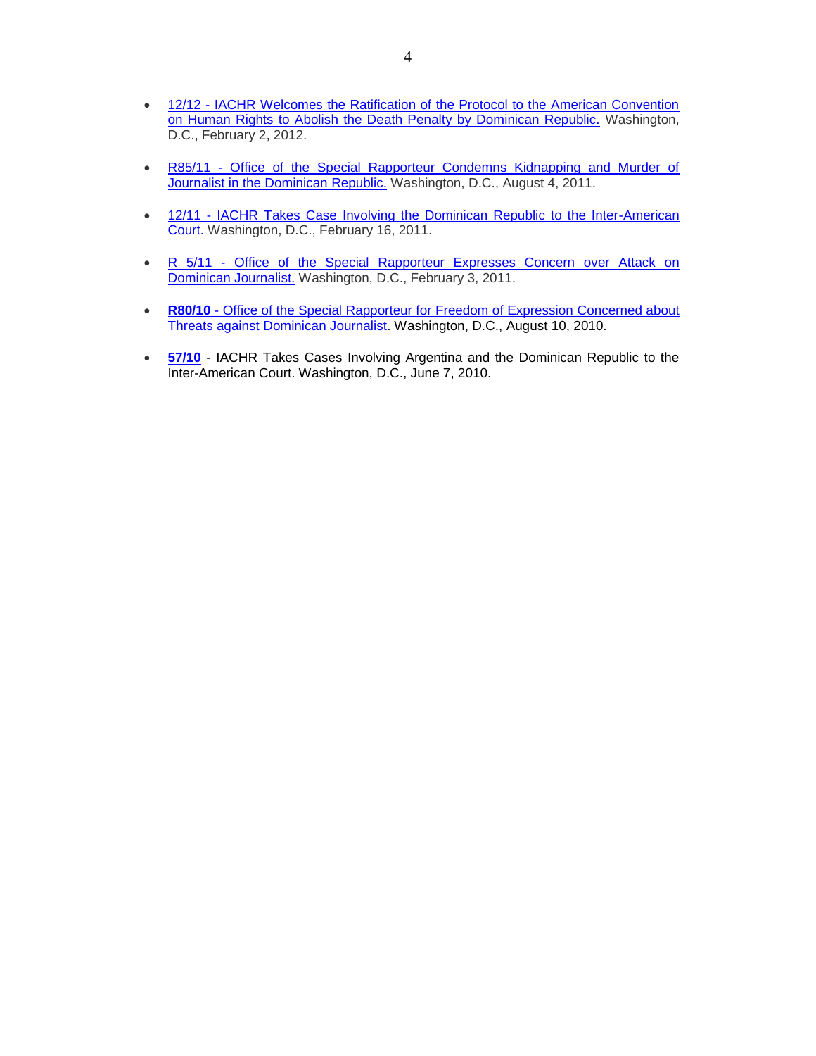- 12/12 - IACHR Welcomes the Ratification of the Protocol to the American Convention on Human Rights to Abolish the Death Penalty by Dominican Republic. Washington, D.C., February 2, 2012.

- R85/11 - Office of the Special Rapporteur Condemns Kidnapping and Murder of Journalist in the Dominican Republic. Washington, D.C., August 4, 2011.

- 12/11 - IACHR Takes Case Involving the Dominican Republic to the Inter-American Court. Washington, D.C., February 16, 2011.

- R 5/11 - Office of the Special Rapporteur Expresses Concern over Attack on Dominican Journalist. Washington, D.C., February 3, 2011.

- **R80/10** - Office of the Special Rapporteur for Freedom of Expression Concerned about Threats against Dominican Journalist. Washington, D.C., August 10, 2010.

- **57/10** - IACHR Takes Cases Involving Argentina and the Dominican Republic to the Inter-American Court. Washington, D.C., June 7, 2010.